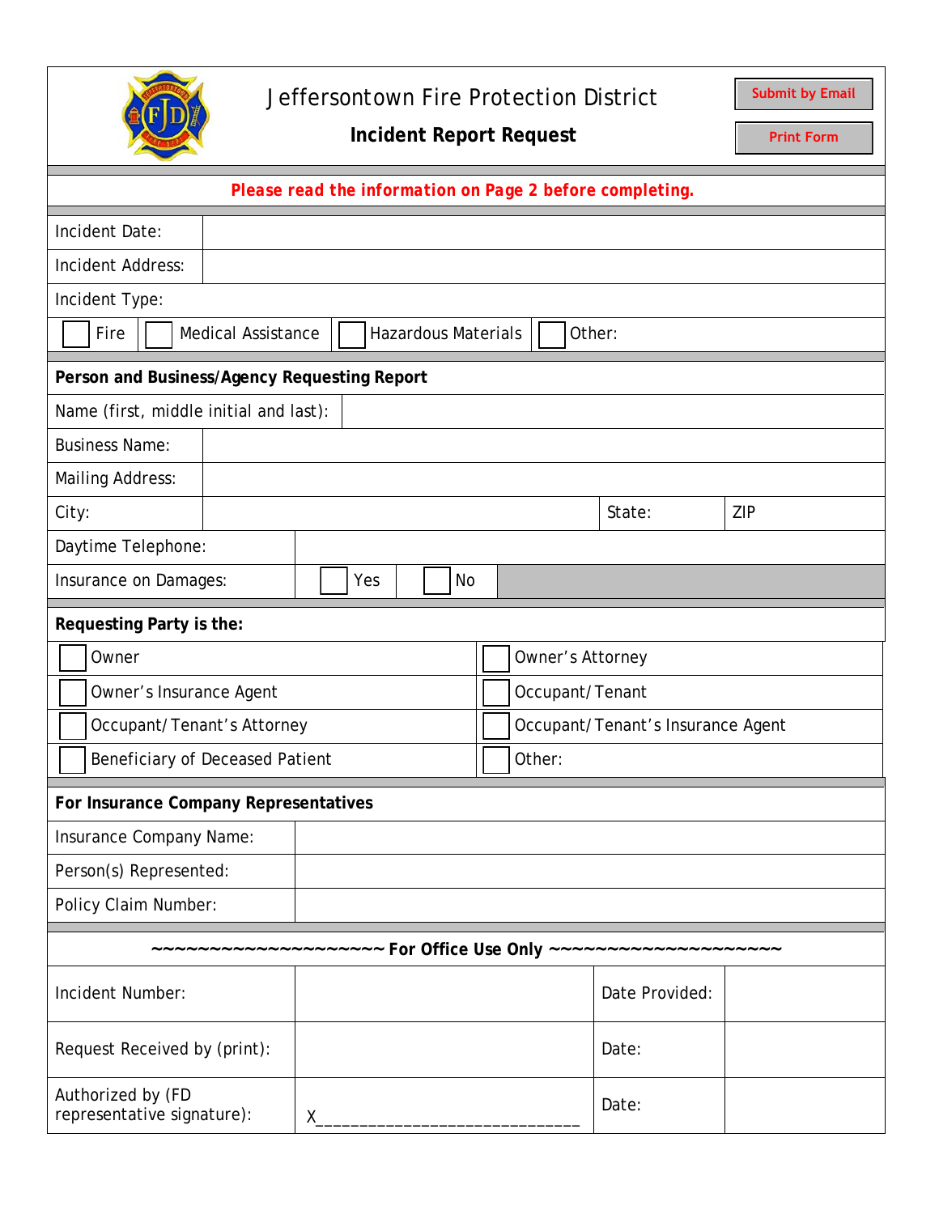# Jeffersontown Fire Protection District

## Incident Report Request

Submit by Email | Print Form

**Please read the information on Page 2 before completing.**

| | |
|---|---|
| Incident Date: | |
| Incident Address: | |
| Incident Type: | |

☐ Fire ☐ Medical Assistance ☐ Hazardous Materials ☐ Other:

**Person and Business/Agency Requesting Report**

| | | | |
|---|---|---|---|
| Name (first, middle initial and last): | | | |
| Business Name: | | | |
| Mailing Address: | | | |
| City: | | State: | ZIP |
| Daytime Telephone: | | | |
| Insurance on Damages: | ☐ Yes | ☐ No | |

**Requesting Party is the:**

| | |
|---|---|
| ☐ Owner | ☐ Owner's Attorney |
| ☐ Owner's Insurance Agent | ☐ Occupant/Tenant |
| ☐ Occupant/Tenant's Attorney | ☐ Occupant/Tenant's Insurance Agent |
| ☐ Beneficiary of Deceased Patient | ☐ Other: |

**For Insurance Company Representatives**

| | |
|---|---|
| Insurance Company Name: | |
| Person(s) Represented: | |
| Policy Claim Number: | |

**~~~~~~~~~~~~~~~~~~~~ For Office Use Only ~~~~~~~~~~~~~~~~~~~~**

| | | | |
|---|---|---|---|
| Incident Number: | | Date Provided: | |
| Request Received by (print): | | Date: | |
| Authorized by (FD representative signature): | X____________________________ | Date: | |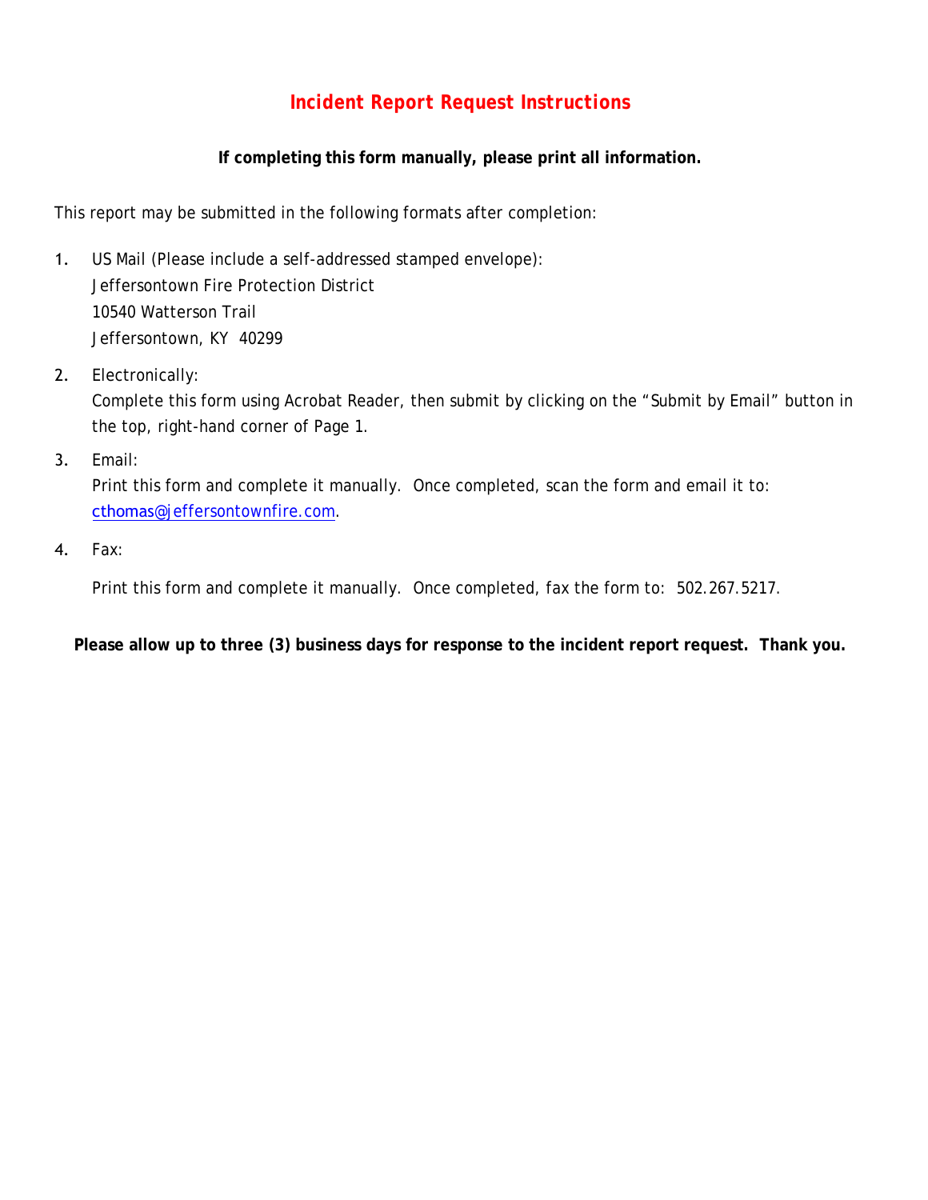# Incident Report Request Instructions

**If completing this form manually, please print all information.**

This report may be submitted in the following formats after completion:

1. US Mail (Please include a self-addressed stamped envelope):
   Jeffersontown Fire Protection District
   10540 Watterson Trail
   Jeffersontown, KY 40299

2. Electronically:
   Complete this form using Acrobat Reader, then submit by clicking on the "Submit by Email" button in the top, right-hand corner of Page 1.

3. Email:
   Print this form and complete it manually. Once completed, scan the form and email it to: cthomas@jeffersontownfire.com.

4. Fax:

   Print this form and complete it manually. Once completed, fax the form to: 502.267.5217.

**Please allow up to three (3) business days for response to the incident report request. Thank you.**